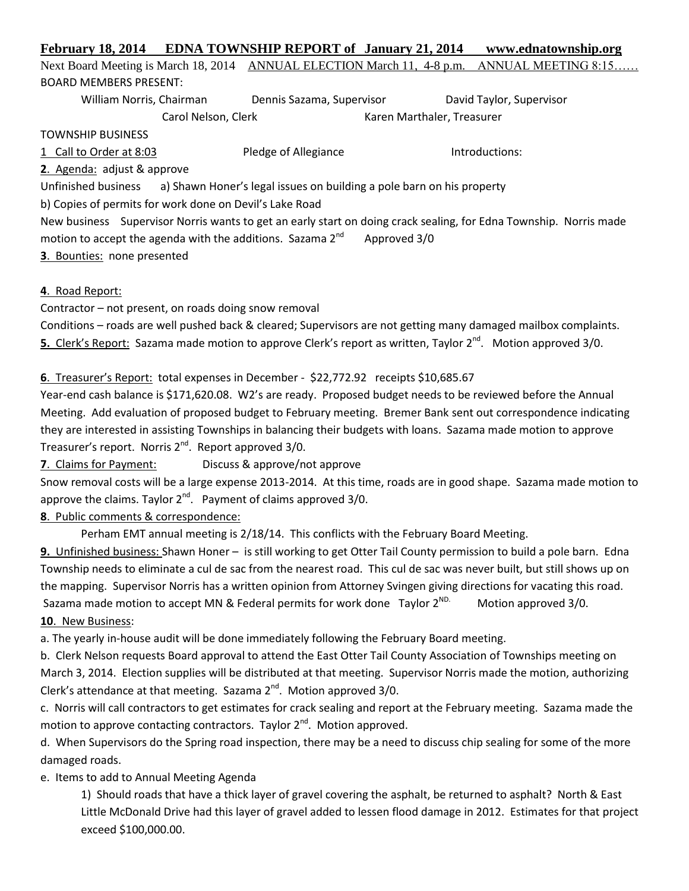**February 18, 2014 EDNA TOWNSHIP REPORT of January 21, 2014 www.ednatownship.org**

Next Board Meeting is March 18, 2014 ANNUAL ELECTION March 11, 4-8 p.m. ANNUAL MEETING 8:15……

BOARD MEMBERS PRESENT:

William Norris, Chairman Dennis Sazama, Supervisor David Taylor, Supervisor
Carol Nelson, Clerk Karen Marthaler, Treasurer

TOWNSHIP BUSINESS

1 Call to Order at 8:03 Pledge of Allegiance Introductions:

**2**. Agenda: adjust & approve

Unfinished business a) Shawn Honer's legal issues on building a pole barn on his property

b) Copies of permits for work done on Devil's Lake Road

New business Supervisor Norris wants to get an early start on doing crack sealing, for Edna Township. Norris made motion to accept the agenda with the additions. Sazama 2nd Approved 3/0

**3**. Bounties: none presented

**4**. Road Report:

Contractor – not present, on roads doing snow removal

Conditions – roads are well pushed back & cleared; Supervisors are not getting many damaged mailbox complaints.

**5.** Clerk's Report: Sazama made motion to approve Clerk's report as written, Taylor 2nd. Motion approved 3/0.

**6**. Treasurer's Report: total expenses in December - $22,772.92 receipts $10,685.67

Year-end cash balance is $171,620.08. W2's are ready. Proposed budget needs to be reviewed before the Annual Meeting. Add evaluation of proposed budget to February meeting. Bremer Bank sent out correspondence indicating they are interested in assisting Townships in balancing their budgets with loans. Sazama made motion to approve Treasurer's report. Norris 2nd. Report approved 3/0.

**7**. Claims for Payment: Discuss & approve/not approve

Snow removal costs will be a large expense 2013-2014. At this time, roads are in good shape. Sazama made motion to approve the claims. Taylor 2nd. Payment of claims approved 3/0.

**8**. Public comments & correspondence:

Perham EMT annual meeting is 2/18/14. This conflicts with the February Board Meeting.

**9.** Unfinished business: Shawn Honer – is still working to get Otter Tail County permission to build a pole barn. Edna Township needs to eliminate a cul de sac from the nearest road. This cul de sac was never built, but still shows up on the mapping. Supervisor Norris has a written opinion from Attorney Svingen giving directions for vacating this road. Sazama made motion to accept MN & Federal permits for work done Taylor 2ND. Motion approved 3/0.

**10**. New Business:

a. The yearly in-house audit will be done immediately following the February Board meeting.

b. Clerk Nelson requests Board approval to attend the East Otter Tail County Association of Townships meeting on March 3, 2014. Election supplies will be distributed at that meeting. Supervisor Norris made the motion, authorizing Clerk's attendance at that meeting. Sazama 2nd. Motion approved 3/0.

c. Norris will call contractors to get estimates for crack sealing and report at the February meeting. Sazama made the motion to approve contacting contractors. Taylor 2nd. Motion approved.

d. When Supervisors do the Spring road inspection, there may be a need to discuss chip sealing for some of the more damaged roads.

e. Items to add to Annual Meeting Agenda

1) Should roads that have a thick layer of gravel covering the asphalt, be returned to asphalt? North & East Little McDonald Drive had this layer of gravel added to lessen flood damage in 2012. Estimates for that project exceed $100,000.00.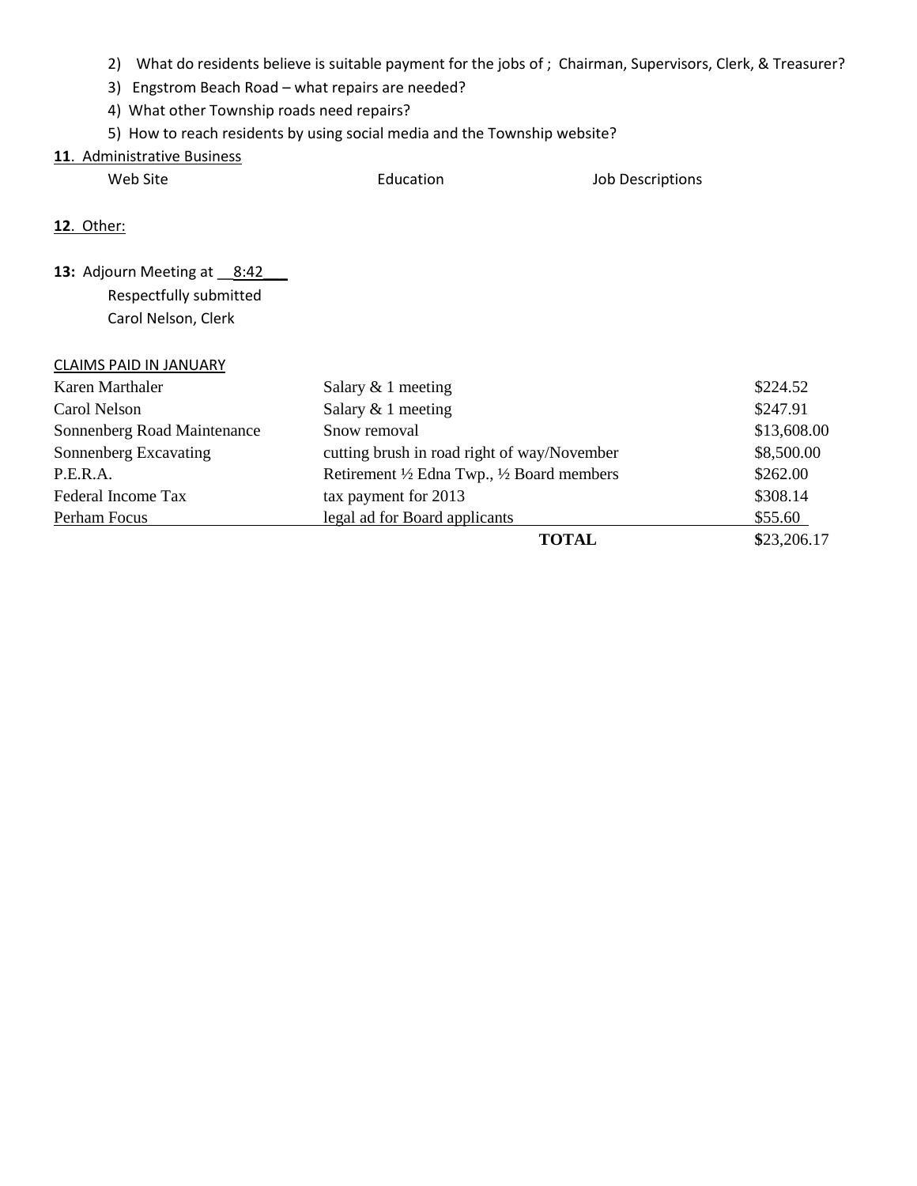2) What do residents believe is suitable payment for the jobs of ; Chairman, Supervisors, Clerk, & Treasurer?
3) Engstrom Beach Road – what repairs are needed?
4) What other Township roads need repairs?
5) How to reach residents by using social media and the Township website?

**11**. Administrative Business

Web Site  Education  Job Descriptions

**12**. Other:

**13:** Adjourn Meeting at __8:42___

Respectfully submitted
Carol Nelson, Clerk

CLAIMS PAID IN JANUARY

| | | |
|---|---|---|
| Karen Marthaler | Salary & 1 meeting | $224.52 |
| Carol Nelson | Salary & 1 meeting | $247.91 |
| Sonnenberg Road Maintenance | Snow removal | $13,608.00 |
| Sonnenberg Excavating | cutting brush in road right of way/November | $8,500.00 |
| P.E.R.A. | Retirement ½ Edna Twp., ½ Board members | $262.00 |
| Federal Income Tax | tax payment for 2013 | $308.14 |
| Perham Focus | legal ad for Board applicants | $55.60 |
| | **TOTAL** | **$**23,206.17 |